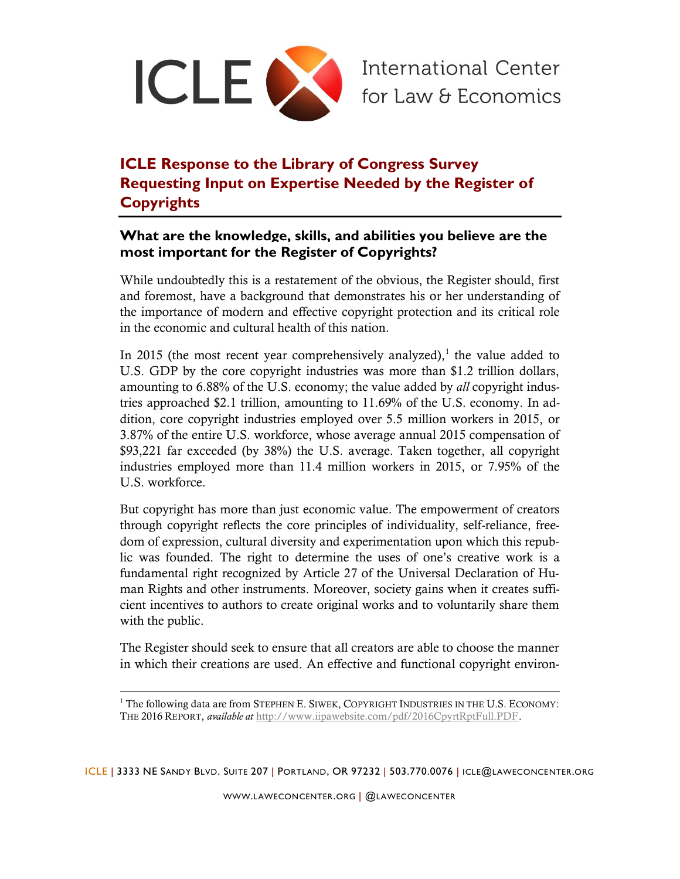ICLE International Center for Law & Economics

# ICLE Response to the Library of Congress Survey Requesting Input on Expertise Needed by the Register of Copyrights

## What are the knowledge, skills, and abilities you believe are the most important for the Register of Copyrights?

While undoubtedly this is a restatement of the obvious, the Register should, first and foremost, have a background that demonstrates his or her understanding of the importance of modern and effective copyright protection and its critical role in the economic and cultural health of this nation.

In 2015 (the most recent year comprehensively analyzed),[1] the value added to U.S. GDP by the core copyright industries was more than $1.2 trillion dollars, amounting to 6.88% of the U.S. economy; the value added by *all* copyright industries approached $2.1 trillion, amounting to 11.69% of the U.S. economy. In addition, core copyright industries employed over 5.5 million workers in 2015, or 3.87% of the entire U.S. workforce, whose average annual 2015 compensation of $93,221 far exceeded (by 38%) the U.S. average. Taken together, all copyright industries employed more than 11.4 million workers in 2015, or 7.95% of the U.S. workforce.

But copyright has more than just economic value. The empowerment of creators through copyright reflects the core principles of individuality, self-reliance, freedom of expression, cultural diversity and experimentation upon which this republic was founded. The right to determine the uses of one's creative work is a fundamental right recognized by Article 27 of the Universal Declaration of Human Rights and other instruments. Moreover, society gains when it creates sufficient incentives to authors to create original works and to voluntarily share them with the public.

The Register should seek to ensure that all creators are able to choose the manner in which their creations are used. An effective and functional copyright environ-

[1] The following data are from STEPHEN E. SIWEK, COPYRIGHT INDUSTRIES IN THE U.S. ECONOMY: THE 2016 REPORT, *available at* http://www.iipawebsite.com/pdf/2016CpyrtRptFull.PDF.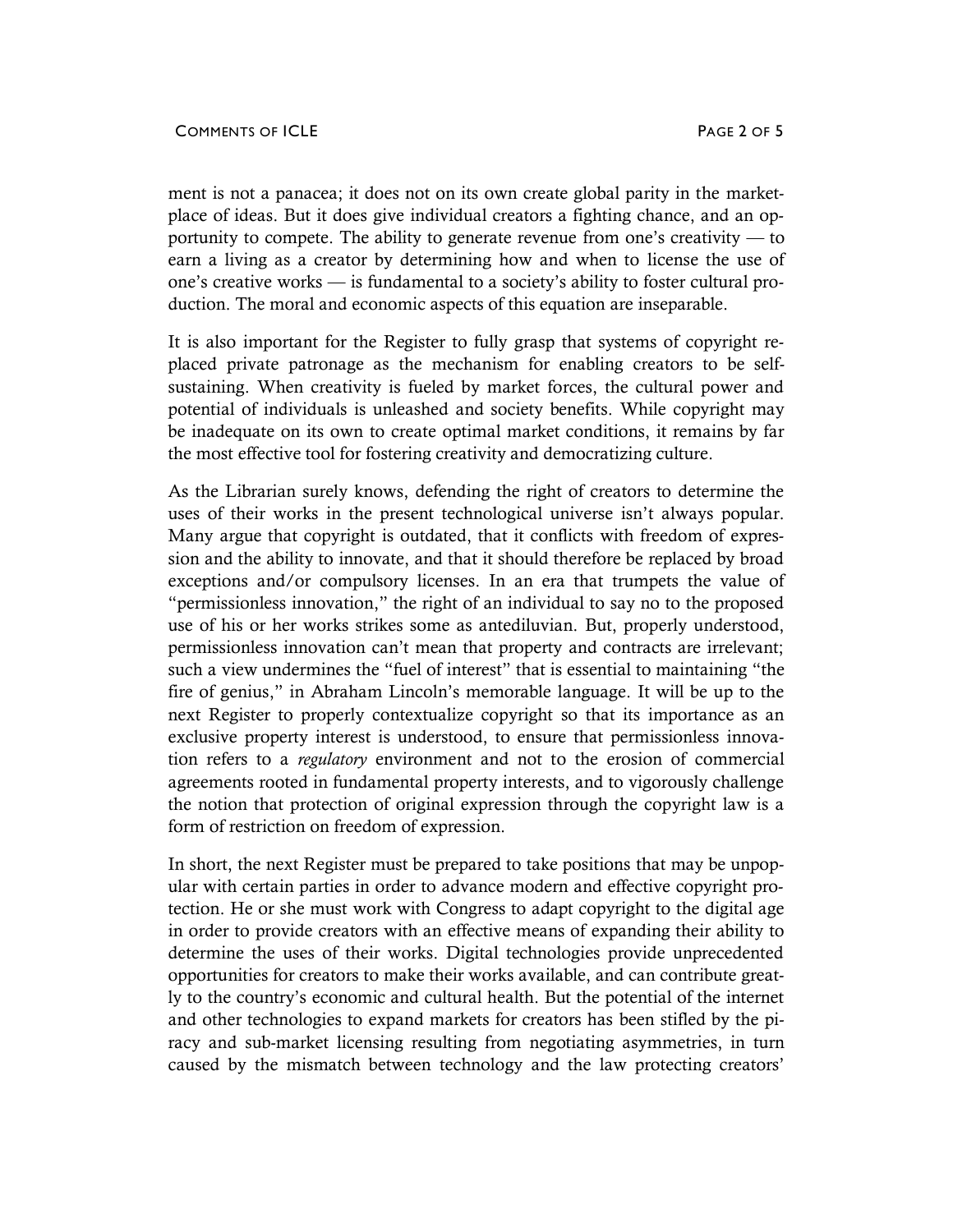ment is not a panacea; it does not on its own create global parity in the marketplace of ideas. But it does give individual creators a fighting chance, and an opportunity to compete. The ability to generate revenue from one's creativity — to earn a living as a creator by determining how and when to license the use of one's creative works — is fundamental to a society's ability to foster cultural production. The moral and economic aspects of this equation are inseparable.

It is also important for the Register to fully grasp that systems of copyright replaced private patronage as the mechanism for enabling creators to be self-sustaining. When creativity is fueled by market forces, the cultural power and potential of individuals is unleashed and society benefits. While copyright may be inadequate on its own to create optimal market conditions, it remains by far the most effective tool for fostering creativity and democratizing culture.

As the Librarian surely knows, defending the right of creators to determine the uses of their works in the present technological universe isn't always popular. Many argue that copyright is outdated, that it conflicts with freedom of expression and the ability to innovate, and that it should therefore be replaced by broad exceptions and/or compulsory licenses. In an era that trumpets the value of "permissionless innovation," the right of an individual to say no to the proposed use of his or her works strikes some as antediluvian. But, properly understood, permissionless innovation can't mean that property and contracts are irrelevant; such a view undermines the "fuel of interest" that is essential to maintaining "the fire of genius," in Abraham Lincoln's memorable language. It will be up to the next Register to properly contextualize copyright so that its importance as an exclusive property interest is understood, to ensure that permissionless innovation refers to a *regulatory* environment and not to the erosion of commercial agreements rooted in fundamental property interests, and to vigorously challenge the notion that protection of original expression through the copyright law is a form of restriction on freedom of expression.

In short, the next Register must be prepared to take positions that may be unpopular with certain parties in order to advance modern and effective copyright protection. He or she must work with Congress to adapt copyright to the digital age in order to provide creators with an effective means of expanding their ability to determine the uses of their works. Digital technologies provide unprecedented opportunities for creators to make their works available, and can contribute greatly to the country's economic and cultural health. But the potential of the internet and other technologies to expand markets for creators has been stifled by the piracy and sub-market licensing resulting from negotiating asymmetries, in turn caused by the mismatch between technology and the law protecting creators'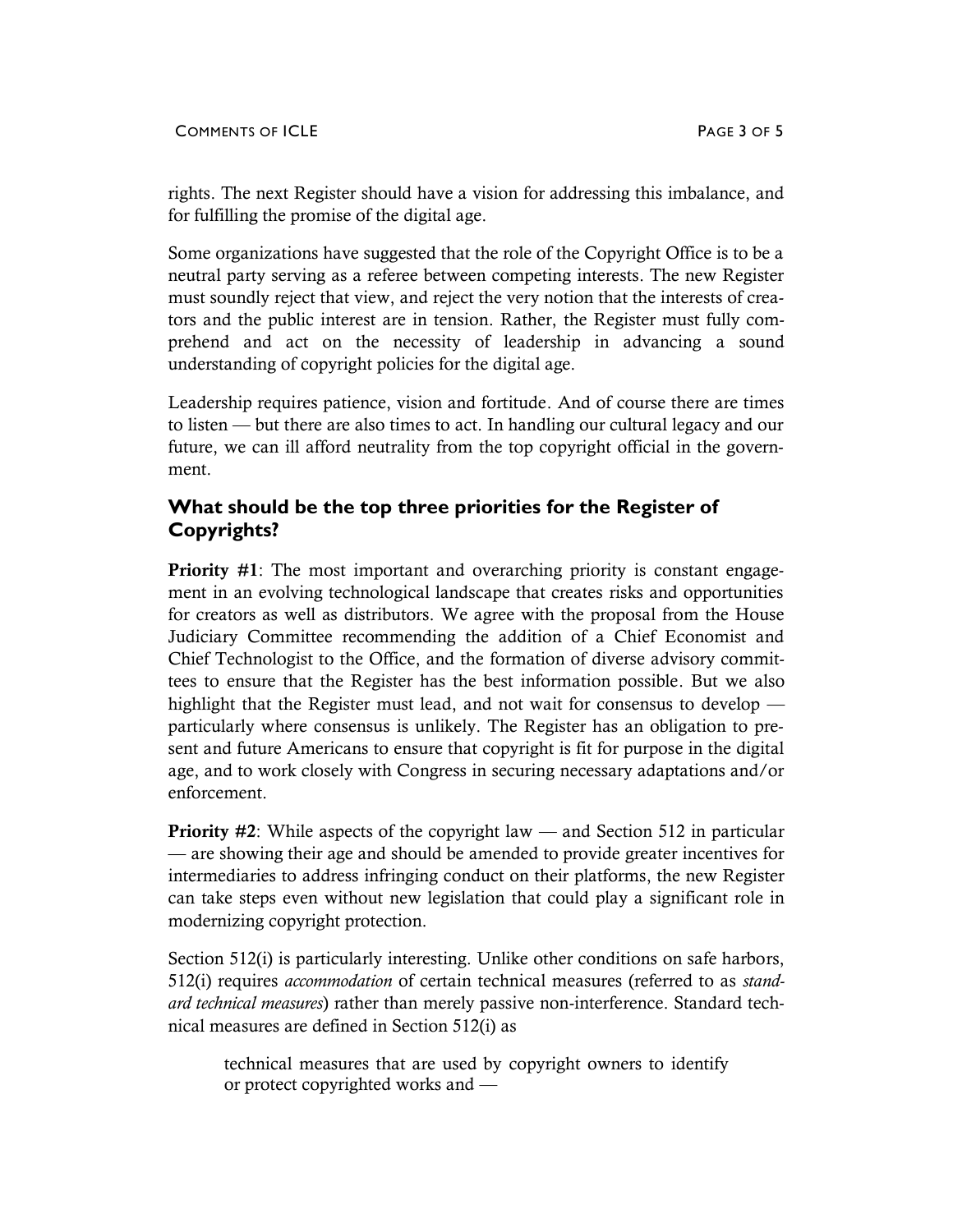rights. The next Register should have a vision for addressing this imbalance, and for fulfilling the promise of the digital age.

Some organizations have suggested that the role of the Copyright Office is to be a neutral party serving as a referee between competing interests. The new Register must soundly reject that view, and reject the very notion that the interests of creators and the public interest are in tension. Rather, the Register must fully comprehend and act on the necessity of leadership in advancing a sound understanding of copyright policies for the digital age.

Leadership requires patience, vision and fortitude. And of course there are times to listen — but there are also times to act. In handling our cultural legacy and our future, we can ill afford neutrality from the top copyright official in the government.

## What should be the top three priorities for the Register of Copyrights?

**Priority #1**: The most important and overarching priority is constant engagement in an evolving technological landscape that creates risks and opportunities for creators as well as distributors. We agree with the proposal from the House Judiciary Committee recommending the addition of a Chief Economist and Chief Technologist to the Office, and the formation of diverse advisory committees to ensure that the Register has the best information possible. But we also highlight that the Register must lead, and not wait for consensus to develop — particularly where consensus is unlikely. The Register has an obligation to present and future Americans to ensure that copyright is fit for purpose in the digital age, and to work closely with Congress in securing necessary adaptations and/or enforcement.

**Priority #2**: While aspects of the copyright law — and Section 512 in particular — are showing their age and should be amended to provide greater incentives for intermediaries to address infringing conduct on their platforms, the new Register can take steps even without new legislation that could play a significant role in modernizing copyright protection.

Section 512(i) is particularly interesting. Unlike other conditions on safe harbors, 512(i) requires *accommodation* of certain technical measures (referred to as *standard technical measures*) rather than merely passive non-interference. Standard technical measures are defined in Section 512(i) as

> technical measures that are used by copyright owners to identify or protect copyrighted works and —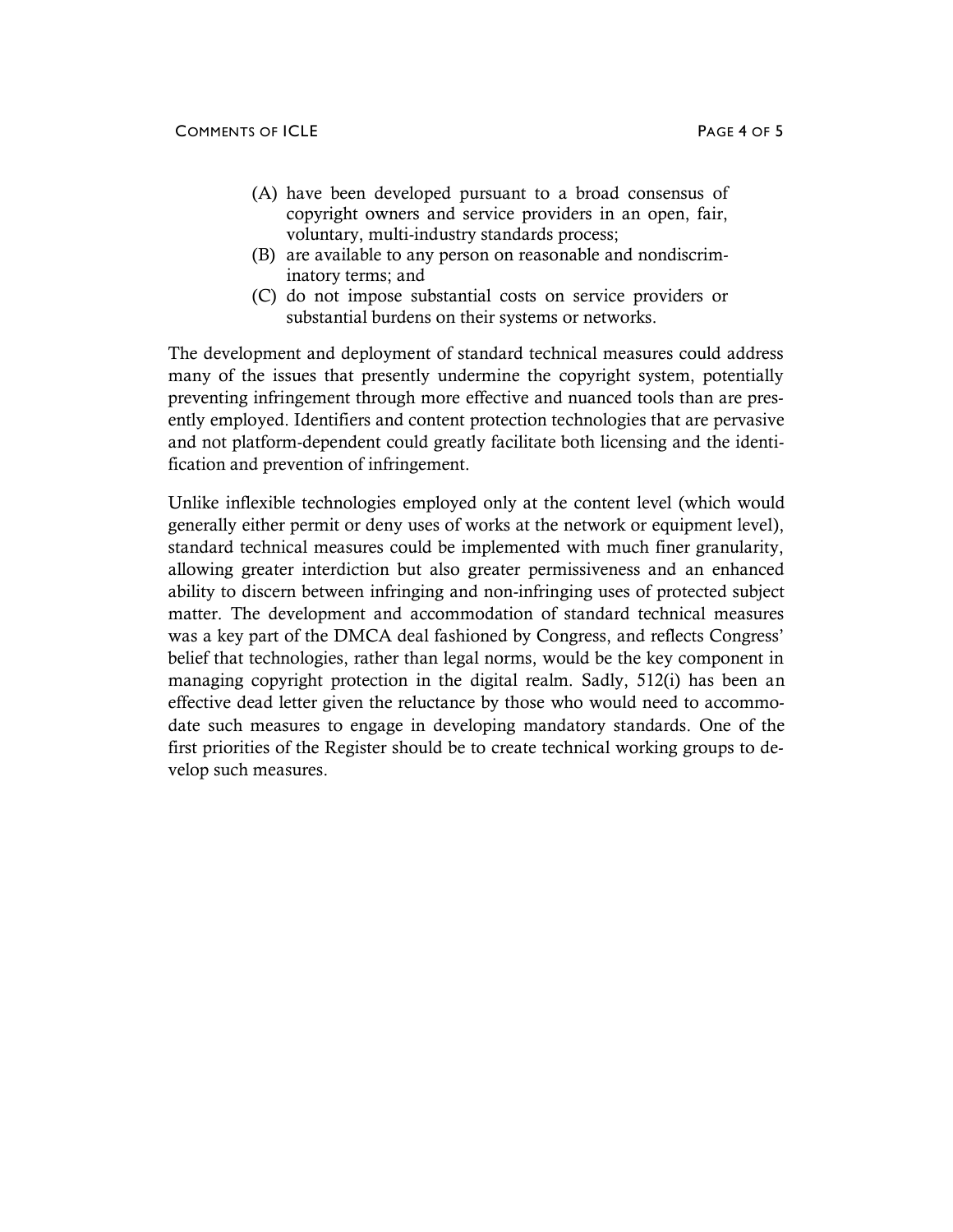(A) have been developed pursuant to a broad consensus of copyright owners and service providers in an open, fair, voluntary, multi-industry standards process;
(B) are available to any person on reasonable and nondiscriminatory terms; and
(C) do not impose substantial costs on service providers or substantial burdens on their systems or networks.

The development and deployment of standard technical measures could address many of the issues that presently undermine the copyright system, potentially preventing infringement through more effective and nuanced tools than are presently employed. Identifiers and content protection technologies that are pervasive and not platform-dependent could greatly facilitate both licensing and the identification and prevention of infringement.

Unlike inflexible technologies employed only at the content level (which would generally either permit or deny uses of works at the network or equipment level), standard technical measures could be implemented with much finer granularity, allowing greater interdiction but also greater permissiveness and an enhanced ability to discern between infringing and non-infringing uses of protected subject matter. The development and accommodation of standard technical measures was a key part of the DMCA deal fashioned by Congress, and reflects Congress' belief that technologies, rather than legal norms, would be the key component in managing copyright protection in the digital realm. Sadly, 512(i) has been an effective dead letter given the reluctance by those who would need to accommodate such measures to engage in developing mandatory standards. One of the first priorities of the Register should be to create technical working groups to develop such measures.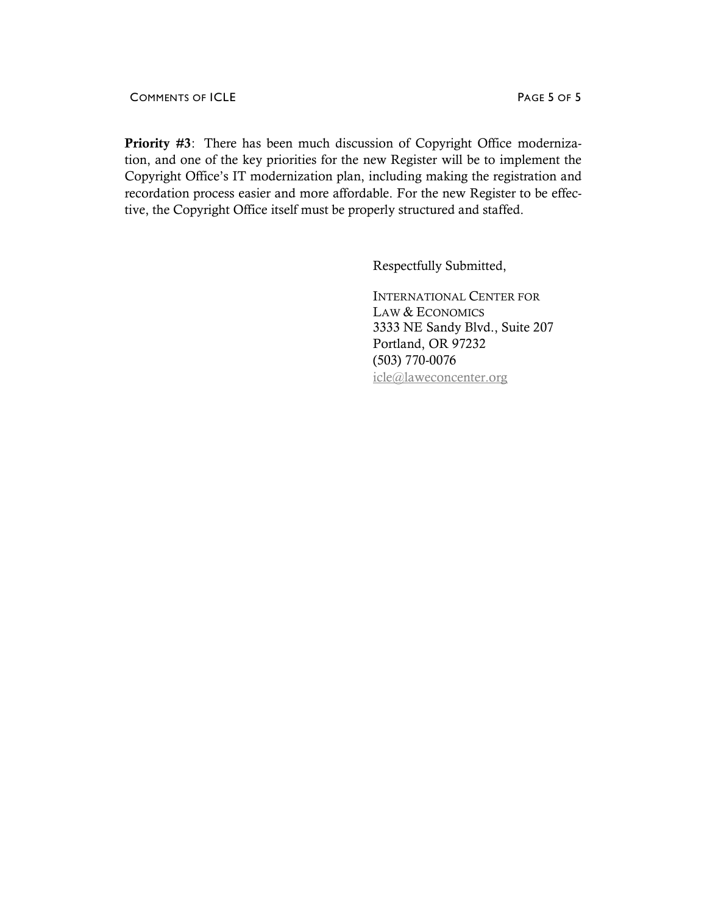**Priority #3**: There has been much discussion of Copyright Office modernization, and one of the key priorities for the new Register will be to implement the Copyright Office's IT modernization plan, including making the registration and recordation process easier and more affordable. For the new Register to be effective, the Copyright Office itself must be properly structured and staffed.

Respectfully Submitted,

INTERNATIONAL CENTER FOR
LAW & ECONOMICS
3333 NE Sandy Blvd., Suite 207
Portland, OR 97232
(503) 770-0076
icle@laweconcenter.org